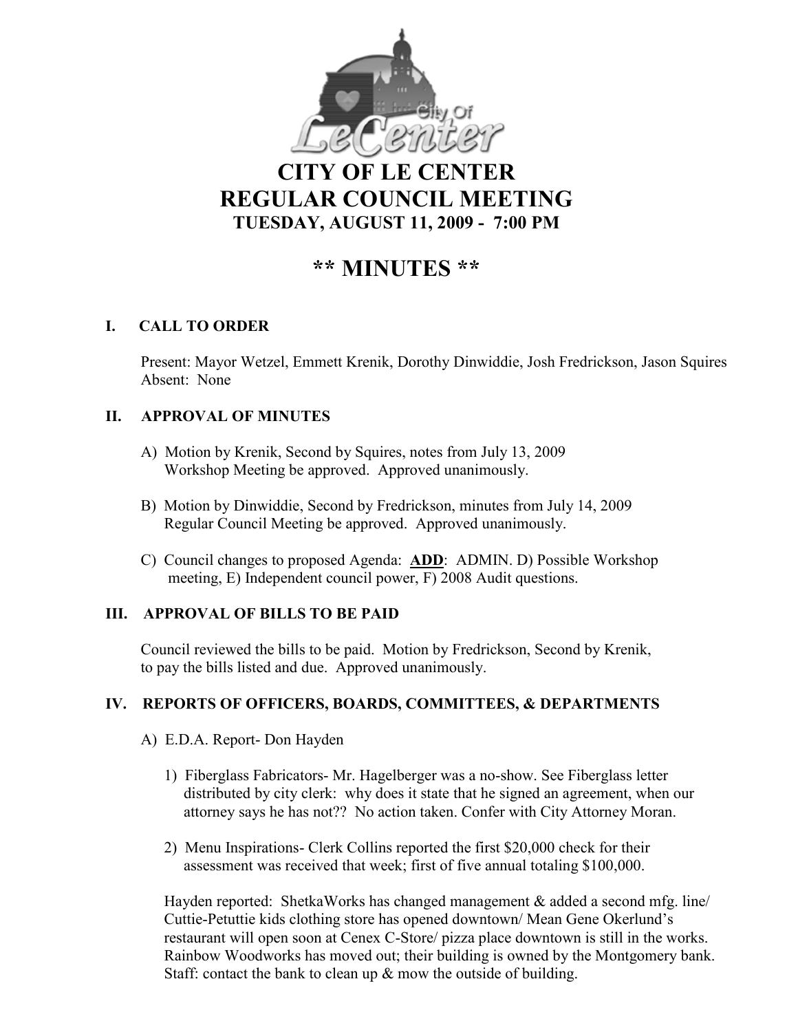# CITY OF LE CENTER
# REGULAR COUNCIL MEETING
### TUESDAY, AUGUST 11, 2009 - 7:00 PM

# ** MINUTES **

## I. CALL TO ORDER

Present: Mayor Wetzel, Emmett Krenik, Dorothy Dinwiddie, Josh Fredrickson, Jason Squires
Absent: None

## II. APPROVAL OF MINUTES

A) Motion by Krenik, Second by Squires, notes from July 13, 2009 Workshop Meeting be approved. Approved unanimously.

B) Motion by Dinwiddie, Second by Fredrickson, minutes from July 14, 2009 Regular Council Meeting be approved. Approved unanimously.

C) Council changes to proposed Agenda: **ADD**: ADMIN. D) Possible Workshop meeting, E) Independent council power, F) 2008 Audit questions.

## III. APPROVAL OF BILLS TO BE PAID

Council reviewed the bills to be paid. Motion by Fredrickson, Second by Krenik, to pay the bills listed and due. Approved unanimously.

## IV. REPORTS OF OFFICERS, BOARDS, COMMITTEES, & DEPARTMENTS

A) E.D.A. Report- Don Hayden

1) Fiberglass Fabricators- Mr. Hagelberger was a no-show. See Fiberglass letter distributed by city clerk: why does it state that he signed an agreement, when our attorney says he has not?? No action taken. Confer with City Attorney Moran.

2) Menu Inspirations- Clerk Collins reported the first $20,000 check for their assessment was received that week; first of five annual totaling $100,000.

Hayden reported: ShetkaWorks has changed management & added a second mfg. line/ Cuttie-Petuttie kids clothing store has opened downtown/ Mean Gene Okerlund's restaurant will open soon at Cenex C-Store/ pizza place downtown is still in the works. Rainbow Woodworks has moved out; their building is owned by the Montgomery bank. Staff: contact the bank to clean up & mow the outside of building.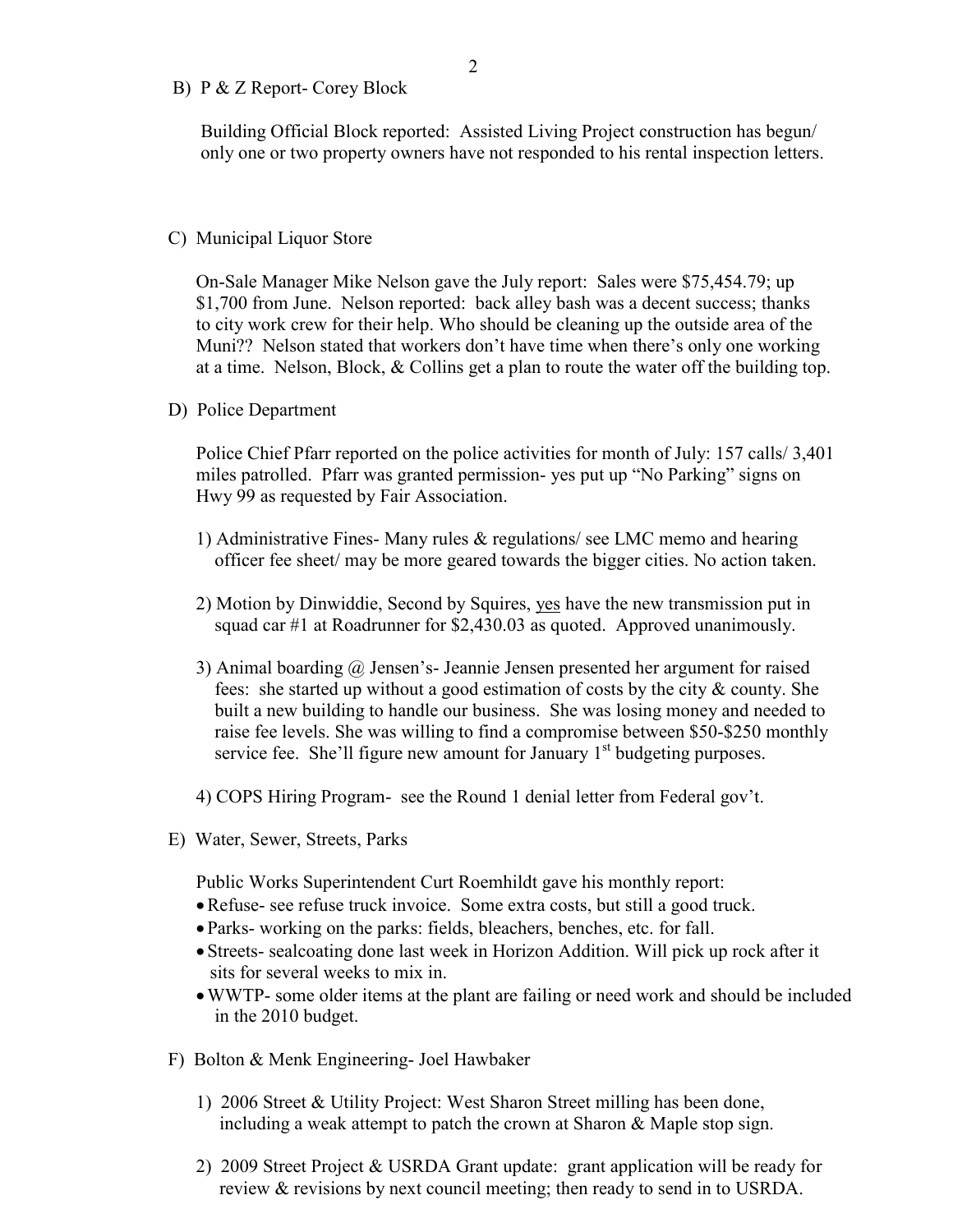B) P & Z Report- Corey Block

Building Official Block reported: Assisted Living Project construction has begun/ only one or two property owners have not responded to his rental inspection letters.

C) Municipal Liquor Store

On-Sale Manager Mike Nelson gave the July report: Sales were $75,454.79; up $1,700 from June. Nelson reported: back alley bash was a decent success; thanks to city work crew for their help. Who should be cleaning up the outside area of the Muni?? Nelson stated that workers don't have time when there's only one working at a time. Nelson, Block, & Collins get a plan to route the water off the building top.

D) Police Department

Police Chief Pfarr reported on the police activities for month of July: 157 calls/ 3,401 miles patrolled. Pfarr was granted permission- yes put up "No Parking" signs on Hwy 99 as requested by Fair Association.

1) Administrative Fines- Many rules & regulations/ see LMC memo and hearing officer fee sheet/ may be more geared towards the bigger cities. No action taken.

2) Motion by Dinwiddie, Second by Squires, <u>yes</u> have the new transmission put in squad car #1 at Roadrunner for $2,430.03 as quoted. Approved unanimously.

3) Animal boarding @ Jensen's- Jeannie Jensen presented her argument for raised fees: she started up without a good estimation of costs by the city & county. She built a new building to handle our business. She was losing money and needed to raise fee levels. She was willing to find a compromise between $50-$250 monthly service fee. She'll figure new amount for January 1st budgeting purposes.

4) COPS Hiring Program- see the Round 1 denial letter from Federal gov't.

E) Water, Sewer, Streets, Parks

Public Works Superintendent Curt Roemhildt gave his monthly report:

- Refuse- see refuse truck invoice. Some extra costs, but still a good truck.
- Parks- working on the parks: fields, bleachers, benches, etc. for fall.
- Streets- sealcoating done last week in Horizon Addition. Will pick up rock after it sits for several weeks to mix in.
- WWTP- some older items at the plant are failing or need work and should be included in the 2010 budget.

F) Bolton & Menk Engineering- Joel Hawbaker

1) 2006 Street & Utility Project: West Sharon Street milling has been done, including a weak attempt to patch the crown at Sharon & Maple stop sign.

2) 2009 Street Project & USRDA Grant update: grant application will be ready for review & revisions by next council meeting; then ready to send in to USRDA.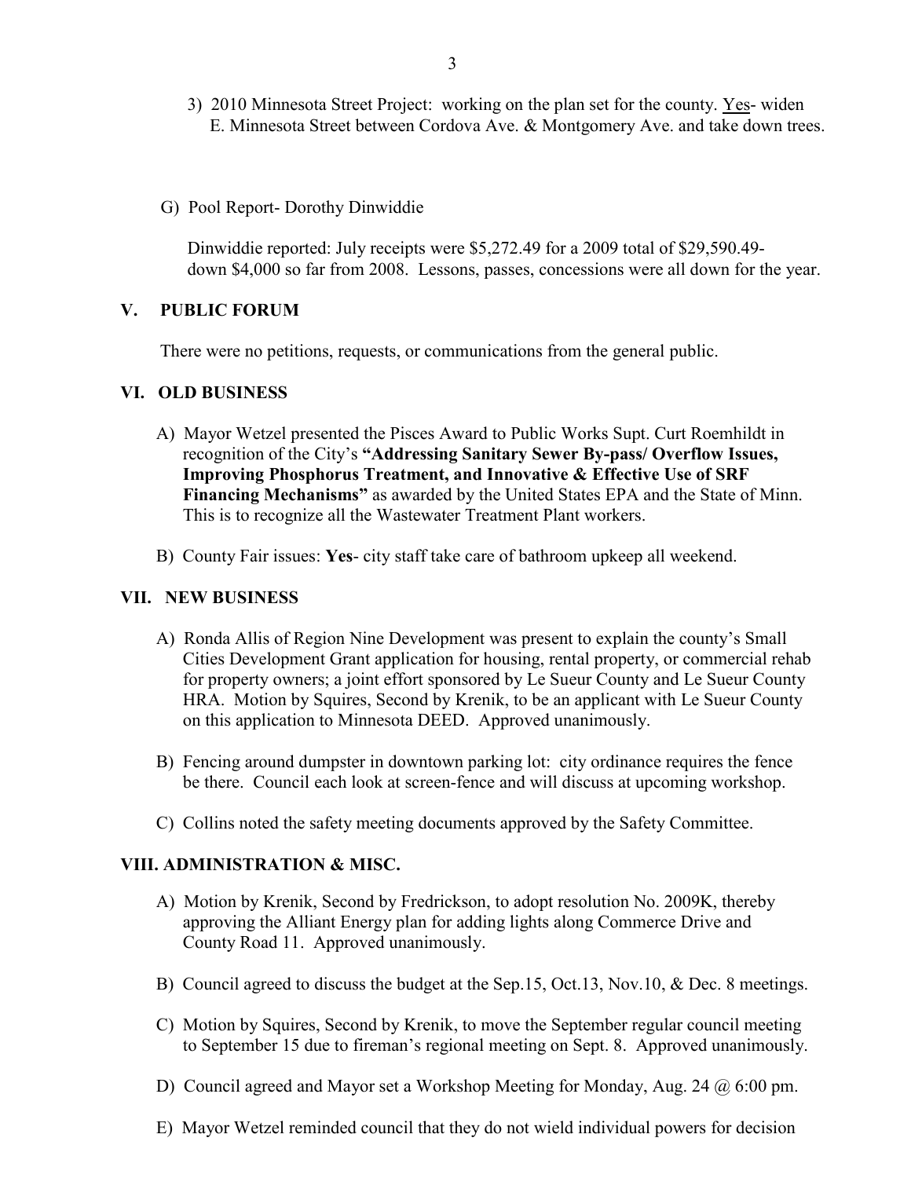3) 2010 Minnesota Street Project: working on the plan set for the county. Yes- widen E. Minnesota Street between Cordova Ave. & Montgomery Ave. and take down trees.

G) Pool Report- Dorothy Dinwiddie

Dinwiddie reported: July receipts were $5,272.49 for a 2009 total of $29,590.49- down $4,000 so far from 2008. Lessons, passes, concessions were all down for the year.

## V. PUBLIC FORUM

There were no petitions, requests, or communications from the general public.

## VI. OLD BUSINESS

A) Mayor Wetzel presented the Pisces Award to Public Works Supt. Curt Roemhildt in recognition of the City's **"Addressing Sanitary Sewer By-pass/ Overflow Issues, Improving Phosphorus Treatment, and Innovative & Effective Use of SRF Financing Mechanisms"** as awarded by the United States EPA and the State of Minn. This is to recognize all the Wastewater Treatment Plant workers.

B) County Fair issues: **Yes**- city staff take care of bathroom upkeep all weekend.

## VII. NEW BUSINESS

A) Ronda Allis of Region Nine Development was present to explain the county's Small Cities Development Grant application for housing, rental property, or commercial rehab for property owners; a joint effort sponsored by Le Sueur County and Le Sueur County HRA. Motion by Squires, Second by Krenik, to be an applicant with Le Sueur County on this application to Minnesota DEED. Approved unanimously.

B) Fencing around dumpster in downtown parking lot: city ordinance requires the fence be there. Council each look at screen-fence and will discuss at upcoming workshop.

C) Collins noted the safety meeting documents approved by the Safety Committee.

## VIII. ADMINISTRATION & MISC.

A) Motion by Krenik, Second by Fredrickson, to adopt resolution No. 2009K, thereby approving the Alliant Energy plan for adding lights along Commerce Drive and County Road 11. Approved unanimously.

B) Council agreed to discuss the budget at the Sep.15, Oct.13, Nov.10, & Dec. 8 meetings.

C) Motion by Squires, Second by Krenik, to move the September regular council meeting to September 15 due to fireman's regional meeting on Sept. 8. Approved unanimously.

D) Council agreed and Mayor set a Workshop Meeting for Monday, Aug. 24 @ 6:00 pm.

E) Mayor Wetzel reminded council that they do not wield individual powers for decision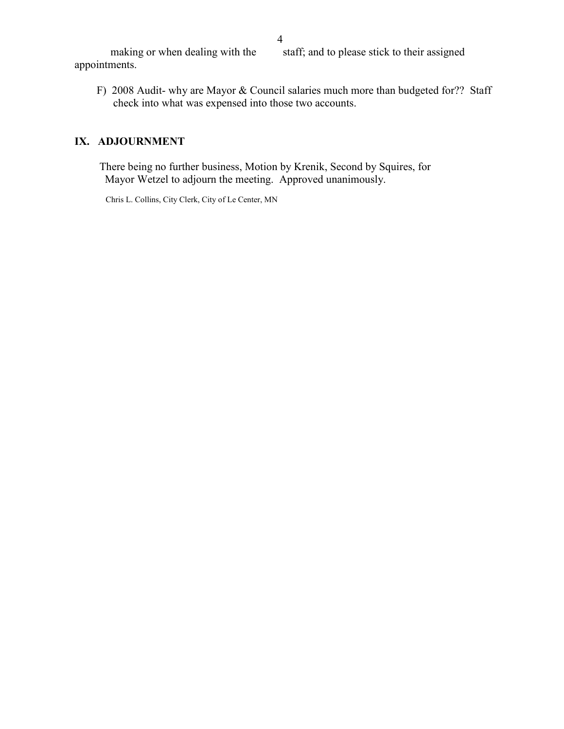making or when dealing with the staff; and to please stick to their assigned appointments.

F) 2008 Audit- why are Mayor & Council salaries much more than budgeted for?? Staff check into what was expensed into those two accounts.

## IX. ADJOURNMENT

There being no further business, Motion by Krenik, Second by Squires, for Mayor Wetzel to adjourn the meeting. Approved unanimously.

Chris L. Collins, City Clerk, City of Le Center, MN